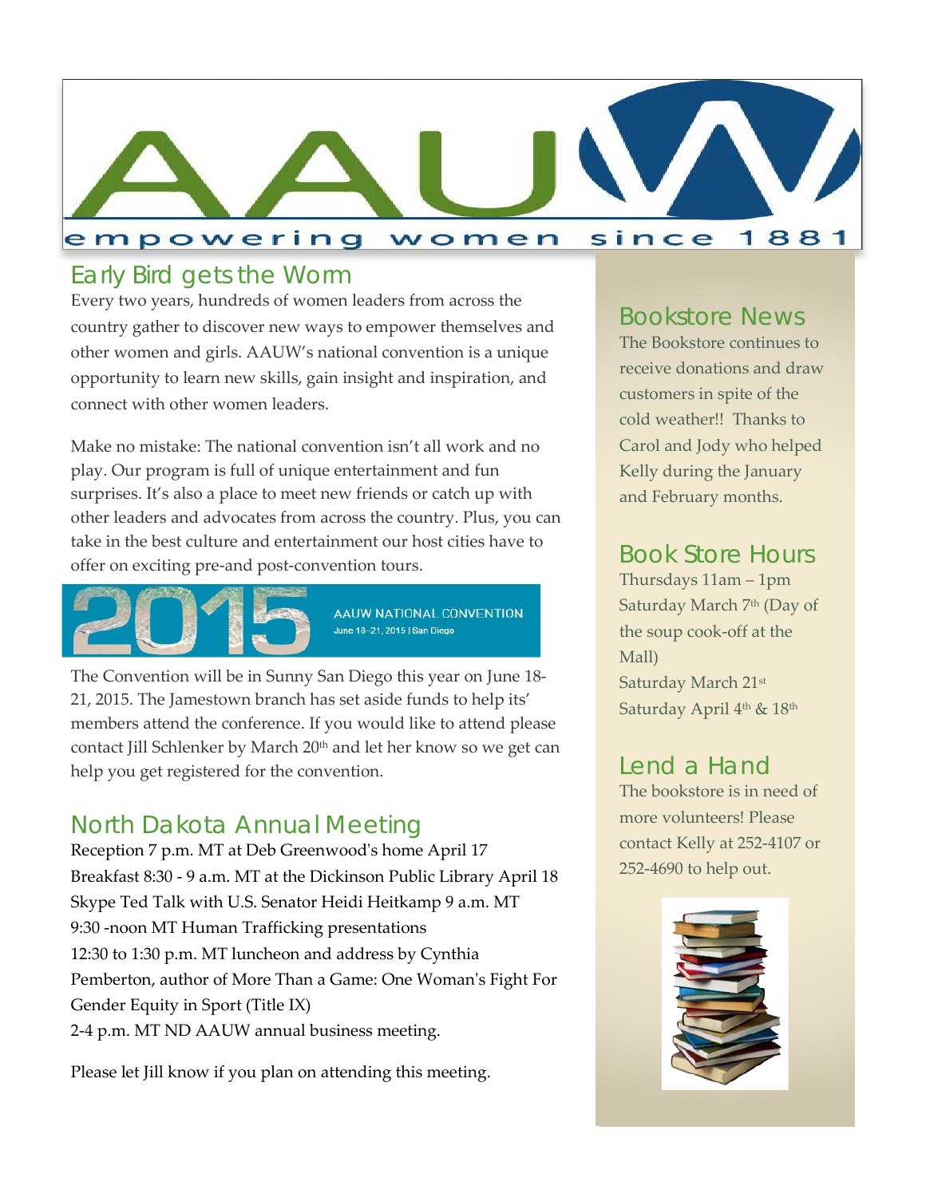# AAUW

empowering women since 1881

## Early Bird gets the Worm

Every two years, hundreds of women leaders from across the country gather to discover new ways to empower themselves and other women and girls. AAUW's national convention is a unique opportunity to learn new skills, gain insight and inspiration, and connect with other women leaders.

Make no mistake: The national convention isn't all work and no play. Our program is full of unique entertainment and fun surprises. It's also a place to meet new friends or catch up with other leaders and advocates from across the country. Plus, you can take in the best culture and entertainment our host cities have to offer on exciting pre-and post-convention tours.

2015 AAUW NATIONAL CONVENTION
June 18–21, 2015 | San Diego

The Convention will be in Sunny San Diego this year on June 18-21, 2015. The Jamestown branch has set aside funds to help its' members attend the conference. If you would like to attend please contact Jill Schlenker by March 20th and let her know so we get can help you get registered for the convention.

## North Dakota Annual Meeting

Reception 7 p.m. MT at Deb Greenwood's home April 17
Breakfast 8:30 - 9 a.m. MT at the Dickinson Public Library April 18
Skype Ted Talk with U.S. Senator Heidi Heitkamp 9 a.m. MT
9:30 -noon MT Human Trafficking presentations
12:30 to 1:30 p.m. MT luncheon and address by Cynthia Pemberton, author of More Than a Game: One Woman's Fight For Gender Equity in Sport (Title IX)
2-4 p.m. MT ND AAUW annual business meeting.

Please let Jill know if you plan on attending this meeting.

## Bookstore News

The Bookstore continues to receive donations and draw customers in spite of the cold weather!! Thanks to Carol and Jody who helped Kelly during the January and February months.

## Book Store Hours

Thursdays 11am – 1pm
Saturday March 7th (Day of the soup cook-off at the Mall)
Saturday March 21st
Saturday April 4th & 18th

## Lend a Hand

The bookstore is in need of more volunteers! Please contact Kelly at 252-4107 or 252-4690 to help out.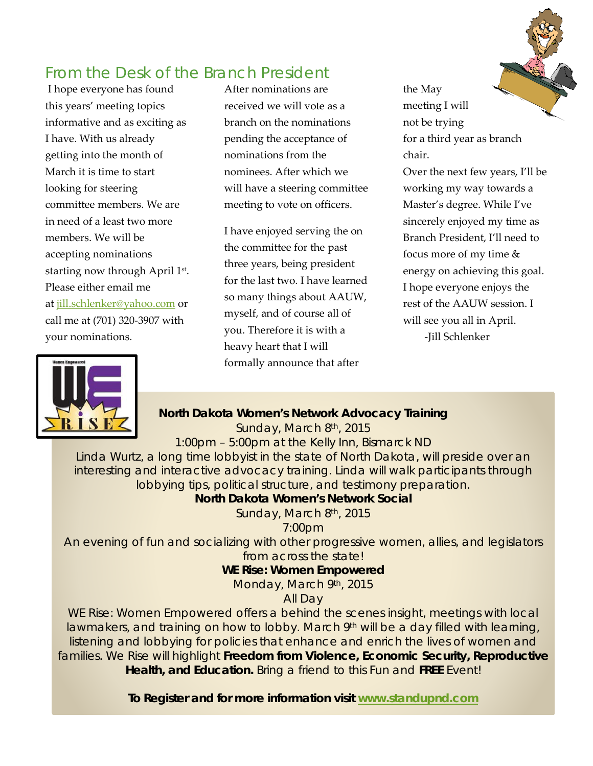## From the Desk of the Branch President

I hope everyone has found this years' meeting topics informative and as exciting as I have. With us already getting into the month of March it is time to start looking for steering committee members. We are in need of a least two more members. We will be accepting nominations starting now through April 1st. Please either email me at jill.schlenker@yahoo.com or call me at (701) 320-3907 with your nominations.

After nominations are received we will vote as a branch on the nominations pending the acceptance of nominations from the nominees. After which we will have a steering committee meeting to vote on officers.

I have enjoyed serving the on the committee for the past three years, being president for the last two. I have learned so many things about AAUW, myself, and of course all of you. Therefore it is with a heavy heart that I will formally announce that after the May meeting I will not be trying for a third year as branch chair.

Over the next few years, I'll be working my way towards a Master's degree. While I've sincerely enjoyed my time as Branch President, I'll need to focus more of my time & energy on achieving this goal. I hope everyone enjoys the rest of the AAUW session. I will see you all in April.

-Jill Schlenker

**North Dakota Women's Network Advocacy Training**

Sunday, March 8th, 2015

1:00pm – 5:00pm at the Kelly Inn, Bismarck ND

Linda Wurtz, a long time lobbyist in the state of North Dakota, will preside over an interesting and interactive advocacy training. Linda will walk participants through lobbying tips, political structure, and testimony preparation.

**North Dakota Women's Network Social**

Sunday, March 8th, 2015

7:00pm

An evening of fun and socializing with other progressive women, allies, and legislators from across the state!

**WE Rise: Women Empowered**

Monday, March 9th, 2015

All Day

WE Rise: Women Empowered offers a behind the scenes insight, meetings with local lawmakers, and training on how to lobby. March 9th will be a day filled with learning, listening and lobbying for policies that enhance and enrich the lives of women and families. We Rise will highlight **Freedom from Violence, Economic Security, Reproductive Health, and Education.** Bring a friend to this Fun and **FREE** Event!

**To Register and for more information visit www.standupnd.com**